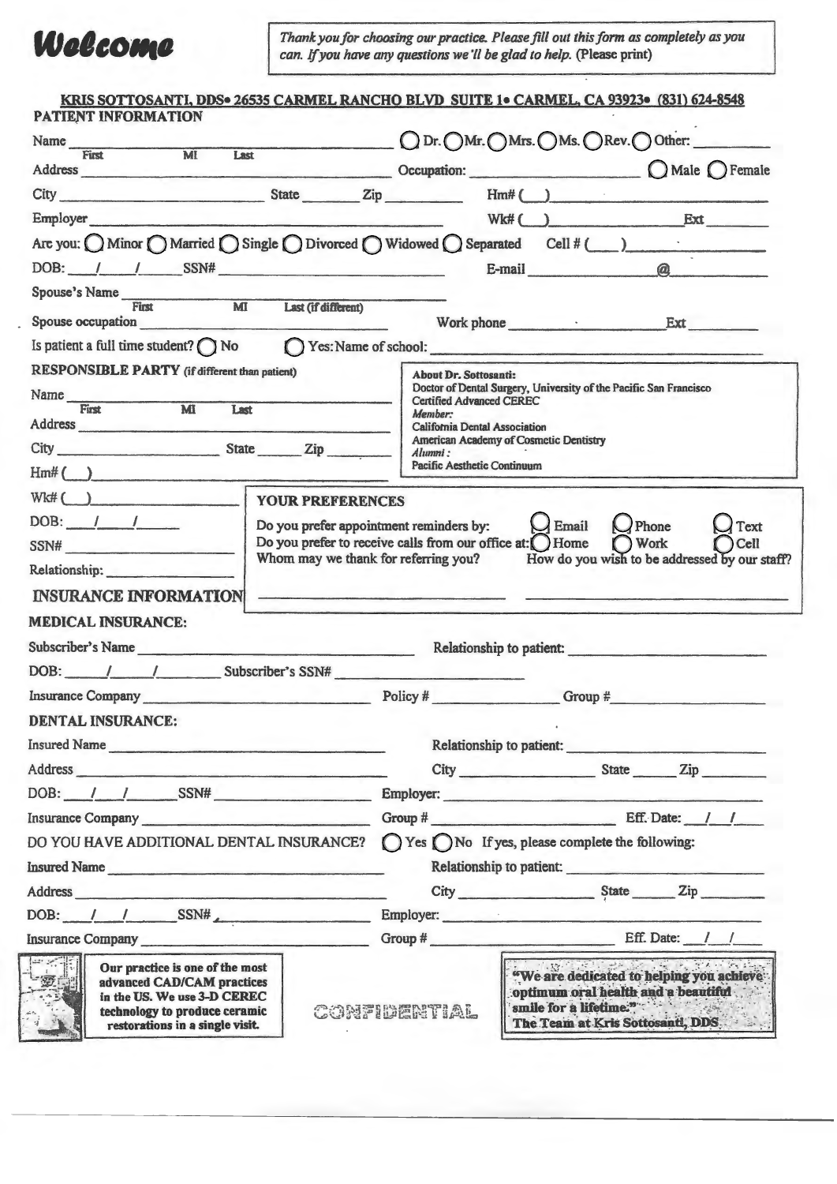# Welcome

*Thank you for choosing our practice. Please fill out this form as completely as you can. If you have any questions we'll be glad to help.* (Please print)

**KRIS SOTTOSANTI, DDS• 26535 CARMEL RANCHO BLVD SUITE 1• CARMEL, CA 93923• (831) 624-8548**

## PATIENT INFORMATION

Name ______________________________ ◯ Dr. ◯ Mr. ◯ Mrs. ◯ Ms. ◯ Rev. ◯ Other: __________
First MI Last

Address ______________________________ Occupation: ______________________ ◯ Male ◯ Female

City ____________________ State ______ Zip ________ Hm# (___) ____________________

Employer ______________________________ Wk# (___) ______________ Ext ________

Are you: ◯ Minor ◯ Married ◯ Single ◯ Divorced ◯ Widowed ◯ Separated Cell # (___) ______________

DOB: ___/___/_____ SSN# ____________________ E-mail ______________ @ ____________

Spouse's Name ______________________________
First MI Last (if different)

Spouse occupation ______________________ Work phone ______________ Ext ________

Is patient a full time student? ◯ No ◯ Yes: Name of school: ______________________________

## RESPONSIBLE PARTY (if different than patient)

Name ______________________________
First MI Last

Address ______________________________

City ____________________ State ______ Zip ________

Hm# (___) ____________________

Wk# (___) ____________________

DOB: ___/___/_____

SSN# ____________________

Relationship: ________________

**About Dr. Sottosanti:**
Doctor of Dental Surgery, University of the Pacific San Francisco
Certified Advanced CEREC
*Member:*
California Dental Association
American Academy of Cosmetic Dentistry
*Alumni:*
Pacific Aesthetic Continuum

### YOUR PREFERENCES

Do you prefer appointment reminders by: ◯ Email ◯ Phone ◯ Text

Do you prefer to receive calls from our office at: ◯ Home ◯ Work ◯ Cell

Whom may we thank for referring you? ______________________

How do you wish to be addressed by our staff? ______________________

## INSURANCE INFORMATION

### MEDICAL INSURANCE:

Subscriber's Name ______________________________ Relationship to patient: ____________________

DOB: ___/___/_____ Subscriber's SSN# ____________________

Insurance Company ______________________ Policy # ______________ Group # ______________

### DENTAL INSURANCE:

Insured Name ______________________________ Relationship to patient: ____________________

Address ______________________________ City ______________ State ______ Zip ________

DOB: ___/___/_____ SSN# ____________________ Employer: ____________________

Insurance Company ______________________ Group # ______________ Eff. Date: ___/___/___

DO YOU HAVE ADDITIONAL DENTAL INSURANCE? ◯ Yes ◯ No If yes, please complete the following:

Insured Name ______________________________ Relationship to patient: ____________________

Address ______________________________ City ______________ State ______ Zip ________

DOB: ___/___/_____ SSN# ____________________ Employer: ____________________

Insurance Company ______________________ Group # ______________ Eff. Date: ___/___/___

**Our practice is one of the most advanced CAD/CAM practices in the US. We use 3-D CEREC technology to produce ceramic restorations in a single visit.**

CONFIDENTIAL

**"We are dedicated to helping you achieve optimum oral health and a beautiful smile for a lifetime."**
**The Team at Kris Sottosanti, DDS**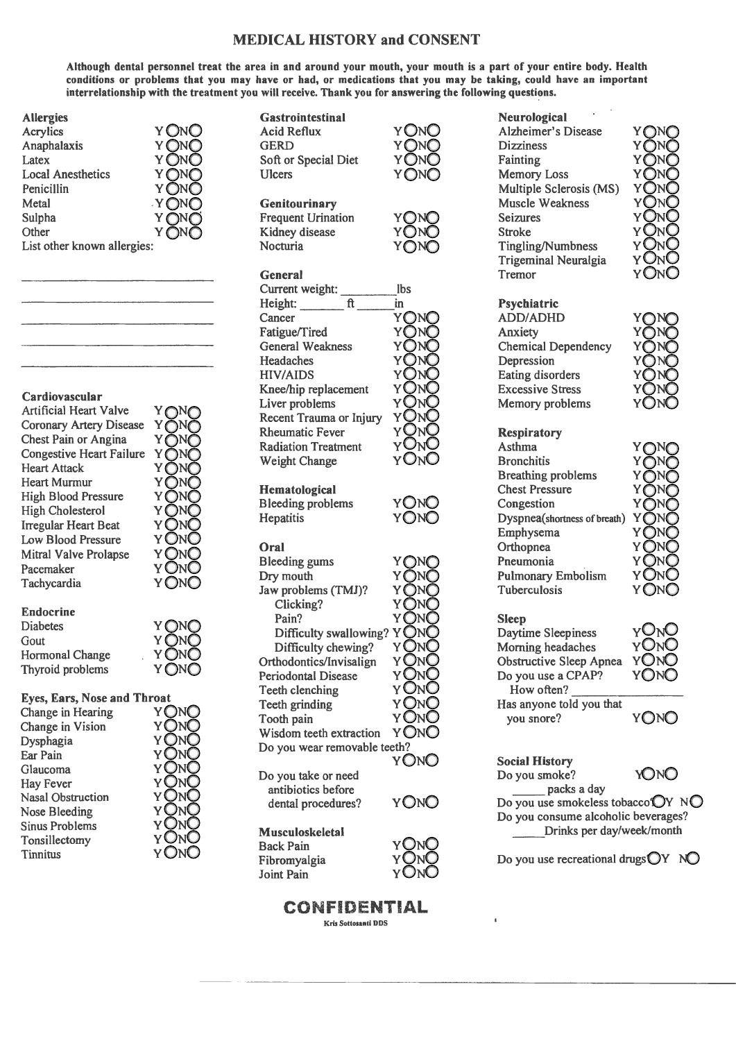# MEDICAL HISTORY and CONSENT

**Although dental personnel treat the area in and around your mouth, your mouth is a part of your entire body. Health conditions or problems that you may have or had, or medications that you may be taking, could have an important interrelationship with the treatment you will receive. Thank you for answering the following questions.**

### Allergies

- Acrylics Y◯ N◯
- Anaphalaxis Y◯ N◯
- Latex Y◯ N◯
- Local Anesthetics Y◯ N◯
- Penicillin Y◯ N◯
- Metal Y◯ N◯
- Sulpha Y◯ N◯
- Other Y◯ N◯

List other known allergies:

______________________________

______________________________

______________________________

______________________________

______________________________

### Cardiovascular

- Artificial Heart Valve Y◯ N◯
- Coronary Artery Disease Y◯ N◯
- Chest Pain or Angina Y◯ N◯
- Congestive Heart Failure Y◯ N◯
- Heart Attack Y◯ N◯
- Heart Murmur Y◯ N◯
- High Blood Pressure Y◯ N◯
- High Cholesterol Y◯ N◯
- Irregular Heart Beat Y◯ N◯
- Low Blood Pressure Y◯ N◯
- Mitral Valve Prolapse Y◯ N◯
- Pacemaker Y◯ N◯
- Tachycardia Y◯ N◯

### Endocrine

- Diabetes Y◯ N◯
- Gout Y◯ N◯
- Hormonal Change Y◯ N◯
- Thyroid problems Y◯ N◯

### Eyes, Ears, Nose and Throat

- Change in Hearing Y◯ N◯
- Change in Vision Y◯ N◯
- Dysphagia Y◯ N◯
- Ear Pain Y◯ N◯
- Glaucoma Y◯ N◯
- Hay Fever Y◯ N◯
- Nasal Obstruction Y◯ N◯
- Nose Bleeding Y◯ N◯
- Sinus Problems Y◯ N◯
- Tonsillectomy Y◯ N◯
- Tinnitus Y◯ N◯

### Gastrointestinal

- Acid Reflux Y◯ N◯
- GERD Y◯ N◯
- Soft or Special Diet Y◯ N◯
- Ulcers Y◯ N◯

### Genitourinary

- Frequent Urination Y◯ N◯
- Kidney disease Y◯ N◯
- Nocturia Y◯ N◯

### General

- Current weight: ________ lbs
- Height: _______ ft ______ in
- Cancer Y◯ N◯
- Fatigue/Tired Y◯ N◯
- General Weakness Y◯ N◯
- Headaches Y◯ N◯
- HIV/AIDS Y◯ N◯
- Knee/hip replacement Y◯ N◯
- Liver problems Y◯ N◯
- Recent Trauma or Injury Y◯ N◯
- Rheumatic Fever Y◯ N◯
- Radiation Treatment Y◯ N◯
- Weight Change Y◯ N◯

### Hematological

- Bleeding problems Y◯ N◯
- Hepatitis Y◯ N◯

### Oral

- Bleeding gums Y◯ N◯
- Dry mouth Y◯ N◯
- Jaw problems (TMJ)? Y◯ N◯
  - Clicking? Y◯ N◯
  - Pain? Y◯ N◯
  - Difficulty swallowing? Y◯ N◯
  - Difficulty chewing? Y◯ N◯
- Orthodontics/Invisalign Y◯ N◯
- Periodontal Disease Y◯ N◯
- Teeth clenching Y◯ N◯
- Teeth grinding Y◯ N◯
- Tooth pain Y◯ N◯
- Wisdom teeth extraction Y◯ N◯
- Do you wear removable teeth? Y◯ N◯
- Do you take or need antibiotics before dental procedures? Y◯ N◯

### Musculoskeletal

- Back Pain Y◯ N◯
- Fibromyalgia Y◯ N◯
- Joint Pain Y◯ N◯

### Neurological

- Alzheimer's Disease Y◯ N◯
- Dizziness Y◯ N◯
- Fainting Y◯ N◯
- Memory Loss Y◯ N◯
- Multiple Sclerosis (MS) Y◯ N◯
- Muscle Weakness Y◯ N◯
- Seizures Y◯ N◯
- Stroke Y◯ N◯
- Tingling/Numbness Y◯ N◯
- Trigeminal Neuralgia Y◯ N◯
- Tremor Y◯ N◯

### Psychiatric

- ADD/ADHD Y◯ N◯
- Anxiety Y◯ N◯
- Chemical Dependency Y◯ N◯
- Depression Y◯ N◯
- Eating disorders Y◯ N◯
- Excessive Stress Y◯ N◯
- Memory problems Y◯ N◯

### Respiratory

- Asthma Y◯ N◯
- Bronchitis Y◯ N◯
- Breathing problems Y◯ N◯
- Chest Pressure Y◯ N◯
- Congestion Y◯ N◯
- Dyspnea(shortness of breath) Y◯ N◯
- Emphysema Y◯ N◯
- Orthopnea Y◯ N◯
- Pneumonia Y◯ N◯
- Pulmonary Embolism Y◯ N◯
- Tuberculosis Y◯ N◯

### Sleep

- Daytime Sleepiness Y◯ N◯
- Morning headaches Y◯ N◯
- Obstructive Sleep Apnea Y◯ N◯
- Do you use a CPAP? Y◯ N◯
  - How often? ________________
- Has anyone told you that you snore? Y◯ N◯

### Social History

- Do you smoke? Y◯ N◯
  - _____ packs a day
- Do you use smokeless tobacco? ◯Y N◯
- Do you consume alcoholic beverages?
  - _____ Drinks per day/week/month
- Do you use recreational drugs ◯Y N◯

**CONFIDENTIAL**

Kris Sottosanti DDS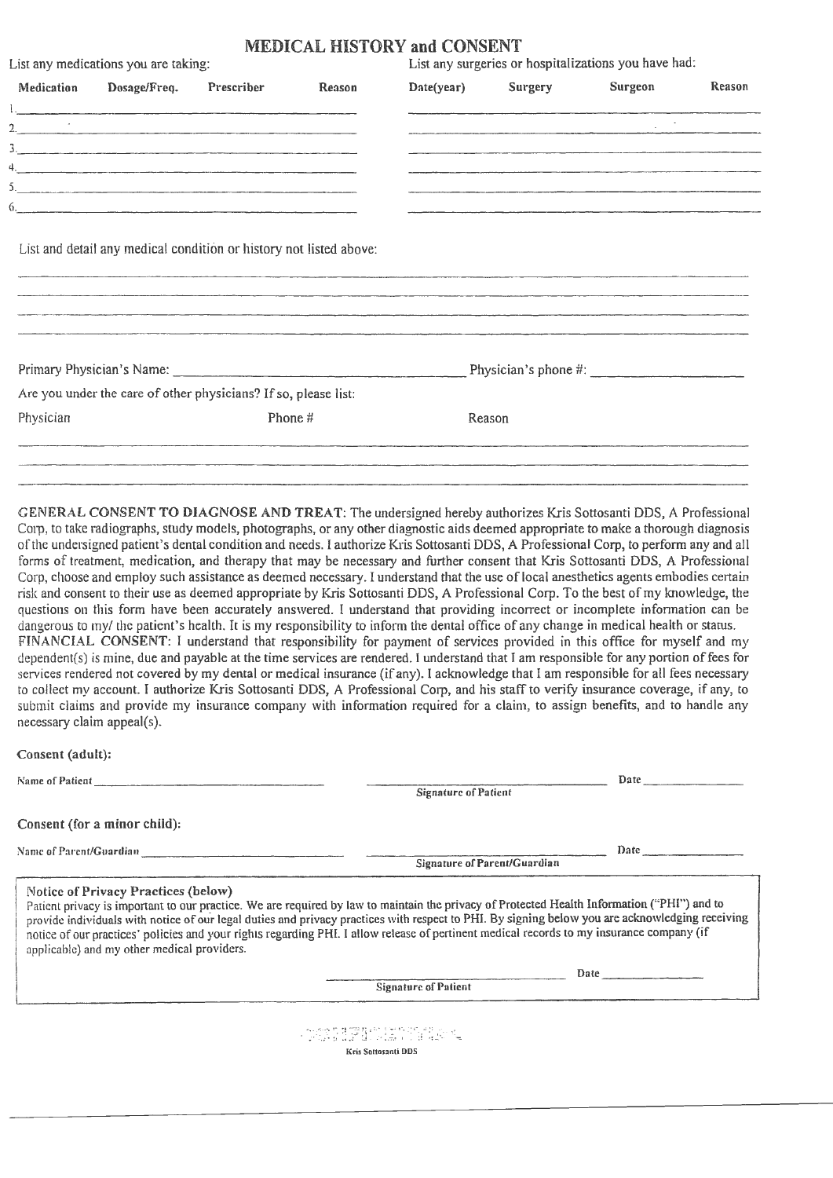# MEDICAL HISTORY and CONSENT

List any medications you are taking:

| | Medication | Dosage/Freq. | Prescriber | Reason |
|---|---|---|---|---|
| 1. | | | | |
| 2. | | | | |
| 3. | | | | |
| 4. | | | | |
| 5. | | | | |
| 6. | | | | |

List any surgeries or hospitalizations you have had:

| Date(year) | Surgery | Surgeon | Reason |
|---|---|---|---|
| | | | |
| | | | |
| | | | |
| | | | |
| | | | |
| | | | |

List and detail any medical condition or history not listed above:

_______________________________________________

_______________________________________________

_______________________________________________

_______________________________________________

Primary Physician's Name: ______________________ Physician's phone #: ______________

Are you under the care of other physicians? If so, please list:

| Physician | Phone # | Reason |
|---|---|---|
| | | |
| | | |

**GENERAL CONSENT TO DIAGNOSE AND TREAT**: The undersigned hereby authorizes Kris Sottosanti DDS, A Professional Corp, to take radiographs, study models, photographs, or any other diagnostic aids deemed appropriate to make a thorough diagnosis of the undersigned patient's dental condition and needs. I authorize Kris Sottosanti DDS, A Professional Corp, to perform any and all forms of treatment, medication, and therapy that may be necessary and further consent that Kris Sottosanti DDS, A Professional Corp, choose and employ such assistance as deemed necessary. I understand that the use of local anesthetics agents embodies certain risk and consent to their use as deemed appropriate by Kris Sottosanti DDS, A Professional Corp. To the best of my knowledge, the questions on this form have been accurately answered. I understand that providing incorrect or incomplete information can be dangerous to my/ the patient's health. It is my responsibility to inform the dental office of any change in medical health or status.

**FINANCIAL CONSENT**: I understand that responsibility for payment of services provided in this office for myself and my dependent(s) is mine, due and payable at the time services are rendered. I understand that I am responsible for any portion of fees for services rendered not covered by my dental or medical insurance (if any). I acknowledge that I am responsible for all fees necessary to collect my account. I authorize Kris Sottosanti DDS, A Professional Corp, and his staff to verify insurance coverage, if any, to submit claims and provide my insurance company with information required for a claim, to assign benefits, and to handle any necessary claim appeal(s).

**Consent (adult):**

Name of Patient ______________________ ______________________ Date ____________
Signature of Patient

**Consent (for a minor child):**

Name of Parent/Guardian ______________________ ______________________ Date ____________
Signature of Parent/Guardian

**Notice of Privacy Practices (below)**

Patient privacy is important to our practice. We are required by law to maintain the privacy of Protected Health Information ("PHI") and to provide individuals with notice of our legal duties and privacy practices with respect to PHI. By signing below you are acknowledging receiving notice of our practices' policies and your rights regarding PHI. I allow release of pertinent medical records to my insurance company (if applicable) and my other medical providers.

______________________ Date ____________
Signature of Patient

CONFIDENTIAL

Kris Sottosanti DDS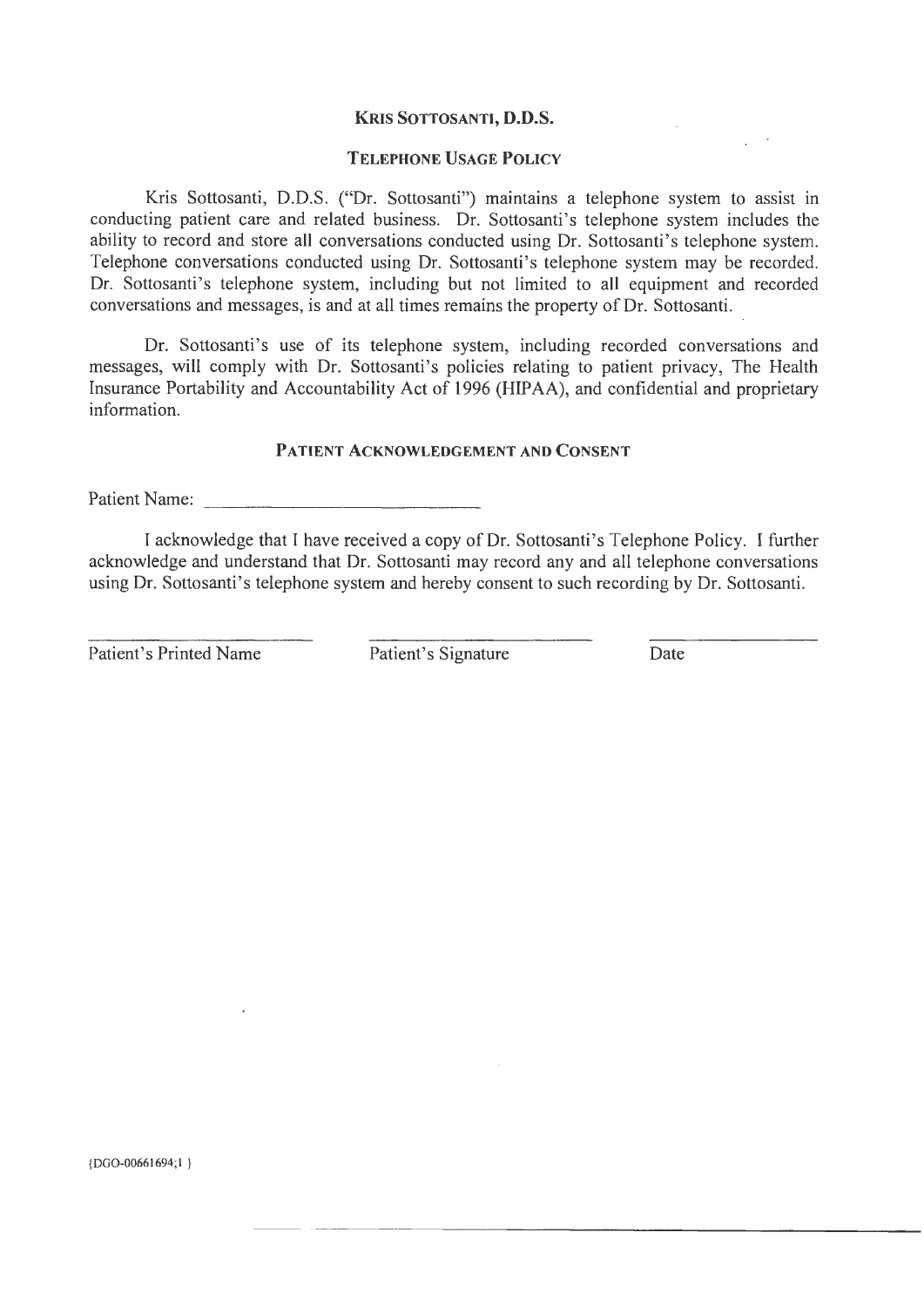## KRIS SOTTOSANTI, D.D.S.

### TELEPHONE USAGE POLICY

Kris Sottosanti, D.D.S. ("Dr. Sottosanti") maintains a telephone system to assist in conducting patient care and related business. Dr. Sottosanti's telephone system includes the ability to record and store all conversations conducted using Dr. Sottosanti's telephone system. Telephone conversations conducted using Dr. Sottosanti's telephone system may be recorded. Dr. Sottosanti's telephone system, including but not limited to all equipment and recorded conversations and messages, is and at all times remains the property of Dr. Sottosanti.

Dr. Sottosanti's use of its telephone system, including recorded conversations and messages, will comply with Dr. Sottosanti's policies relating to patient privacy, The Health Insurance Portability and Accountability Act of 1996 (HIPAA), and confidential and proprietary information.

### PATIENT ACKNOWLEDGEMENT AND CONSENT

Patient Name: ______________________________

I acknowledge that I have received a copy of Dr. Sottosanti's Telephone Policy. I further acknowledge and understand that Dr. Sottosanti may record any and all telephone conversations using Dr. Sottosanti's telephone system and hereby consent to such recording by Dr. Sottosanti.

| | | |
|---|---|---|
| ________________________ | ________________________ | ________________ |
| Patient's Printed Name | Patient's Signature | Date |

{DGO-00661694;1 }